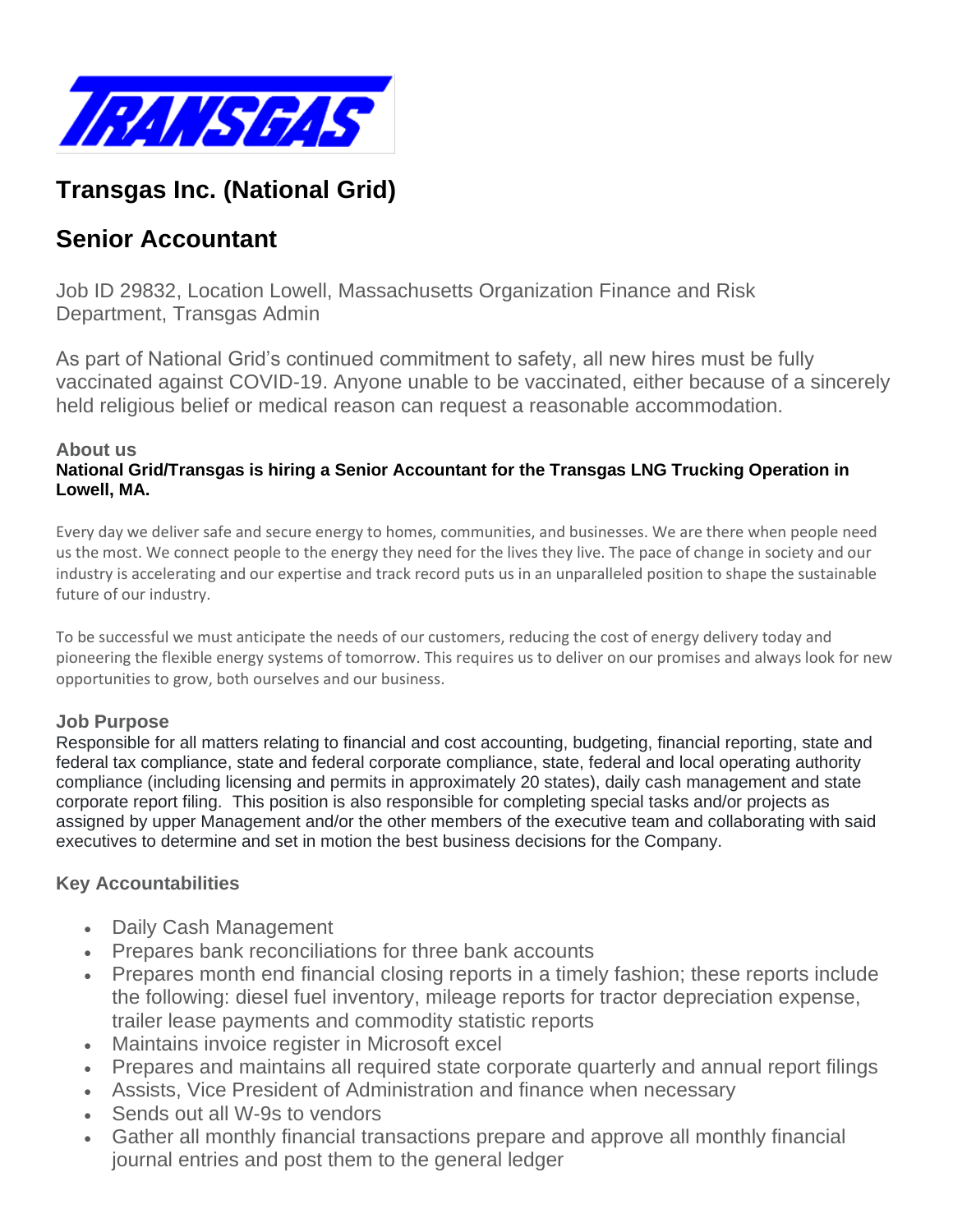# Transgas Inc. (National Grid)

## Senior Accountant

Job ID 29832, Location Lowell, Massachusetts Organization Finance and Risk Department, Transgas Admin

As part of National Grid's continued commitment to safety, all new hires must be fully vaccinated against COVID-19. Anyone unable to be vaccinated, either because of a sincerely held religious belief or medical reason can request a reasonable accommodation.

### About us

**National Grid/Transgas is hiring a Senior Accountant for the Transgas LNG Trucking Operation in Lowell, MA.**

Every day we deliver safe and secure energy to homes, communities, and businesses. We are there when people need us the most. We connect people to the energy they need for the lives they live. The pace of change in society and our industry is accelerating and our expertise and track record puts us in an unparalleled position to shape the sustainable future of our industry.

To be successful we must anticipate the needs of our customers, reducing the cost of energy delivery today and pioneering the flexible energy systems of tomorrow. This requires us to deliver on our promises and always look for new opportunities to grow, both ourselves and our business.

### Job Purpose

Responsible for all matters relating to financial and cost accounting, budgeting, financial reporting, state and federal tax compliance, state and federal corporate compliance, state, federal and local operating authority compliance (including licensing and permits in approximately 20 states), daily cash management and state corporate report filing. This position is also responsible for completing special tasks and/or projects as assigned by upper Management and/or the other members of the executive team and collaborating with said executives to determine and set in motion the best business decisions for the Company.

### Key Accountabilities

- Daily Cash Management
- Prepares bank reconciliations for three bank accounts
- Prepares month end financial closing reports in a timely fashion; these reports include the following: diesel fuel inventory, mileage reports for tractor depreciation expense, trailer lease payments and commodity statistic reports
- Maintains invoice register in Microsoft excel
- Prepares and maintains all required state corporate quarterly and annual report filings
- Assists, Vice President of Administration and finance when necessary
- Sends out all W-9s to vendors
- Gather all monthly financial transactions prepare and approve all monthly financial journal entries and post them to the general ledger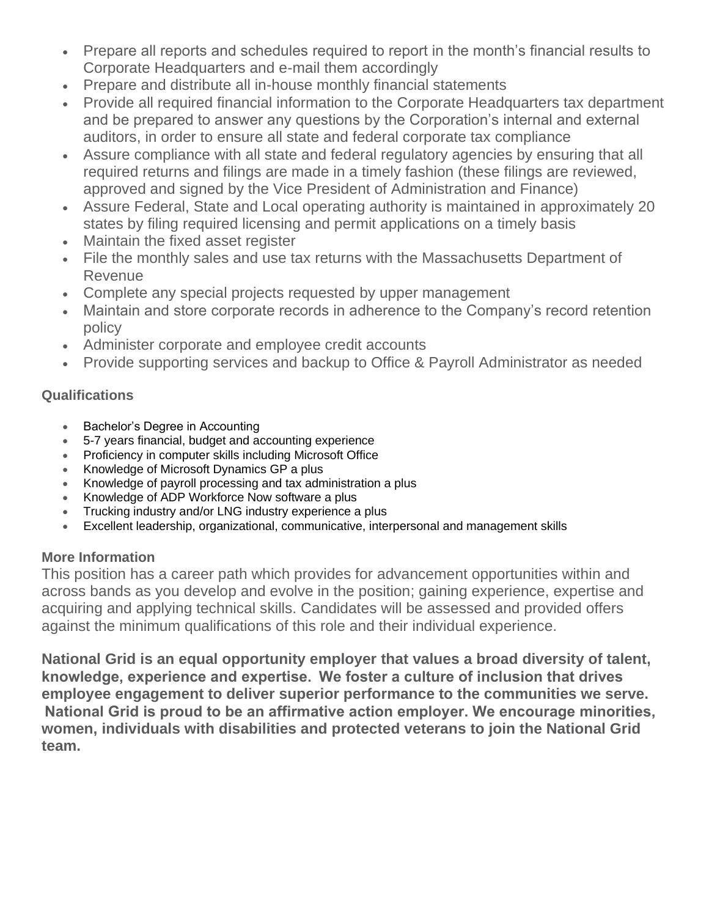- Prepare all reports and schedules required to report in the month's financial results to Corporate Headquarters and e-mail them accordingly
- Prepare and distribute all in-house monthly financial statements
- Provide all required financial information to the Corporate Headquarters tax department and be prepared to answer any questions by the Corporation's internal and external auditors, in order to ensure all state and federal corporate tax compliance
- Assure compliance with all state and federal regulatory agencies by ensuring that all required returns and filings are made in a timely fashion (these filings are reviewed, approved and signed by the Vice President of Administration and Finance)
- Assure Federal, State and Local operating authority is maintained in approximately 20 states by filing required licensing and permit applications on a timely basis
- Maintain the fixed asset register
- File the monthly sales and use tax returns with the Massachusetts Department of Revenue
- Complete any special projects requested by upper management
- Maintain and store corporate records in adherence to the Company's record retention policy
- Administer corporate and employee credit accounts
- Provide supporting services and backup to Office & Payroll Administrator as needed

**Qualifications**

- Bachelor's Degree in Accounting
- 5-7 years financial, budget and accounting experience
- Proficiency in computer skills including Microsoft Office
- Knowledge of Microsoft Dynamics GP a plus
- Knowledge of payroll processing and tax administration a plus
- Knowledge of ADP Workforce Now software a plus
- Trucking industry and/or LNG industry experience a plus
- Excellent leadership, organizational, communicative, interpersonal and management skills

**More Information**

This position has a career path which provides for advancement opportunities within and across bands as you develop and evolve in the position; gaining experience, expertise and acquiring and applying technical skills. Candidates will be assessed and provided offers against the minimum qualifications of this role and their individual experience.

**National Grid is an equal opportunity employer that values a broad diversity of talent, knowledge, experience and expertise. We foster a culture of inclusion that drives employee engagement to deliver superior performance to the communities we serve. National Grid is proud to be an affirmative action employer. We encourage minorities, women, individuals with disabilities and protected veterans to join the National Grid team.**